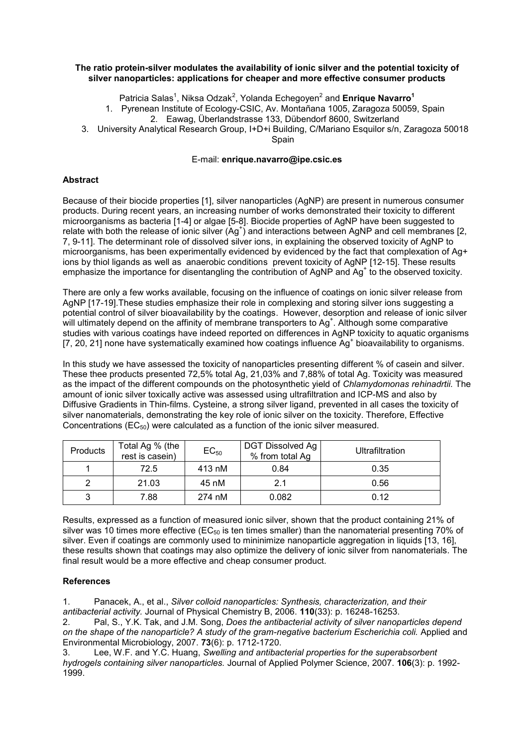**The ratio protein-silver modulates the availability of ionic silver and the potential toxicity of silver nanoparticles: applications for cheaper and more effective consumer products**

Patricia Salas[1], Niksa Odzak[2], Yolanda Echegoyen[2] and **Enrique Navarro[1]**

1. Pyrenean Institute of Ecology-CSIC, Av. Montañana 1005, Zaragoza 50059, Spain
2. Eawag, Überlandstrasse 133, Dübendorf 8600, Switzerland
3. University Analytical Research Group, I+D+i Building, C/Mariano Esquilor s/n, Zaragoza 50018 Spain

E-mail: **enrique.navarro@ipe.csic.es**

## Abstract

Because of their biocide properties [1], silver nanoparticles (AgNP) are present in numerous consumer products. During recent years, an increasing number of works demonstrated their toxicity to different microorganisms as bacteria [1-4] or algae [5-8]. Biocide properties of AgNP have been suggested to relate with both the release of ionic silver ($Ag^+$) and interactions between AgNP and cell membranes [2, 7, 9-11]. The determinant role of dissolved silver ions, in explaining the observed toxicity of AgNP to microorganisms, has been experimentally evidenced by evidenced by the fact that complexation of Ag+ ions by thiol ligands as well as anaerobic conditions prevent toxicity of AgNP [12-15]. These results emphasize the importance for disentangling the contribution of AgNP and $Ag^+$ to the observed toxicity.

There are only a few works available, focusing on the influence of coatings on ionic silver release from AgNP [17-19].These studies emphasize their role in complexing and storing silver ions suggesting a potential control of silver bioavailability by the coatings. However, desorption and release of ionic silver will ultimately depend on the affinity of membrane transporters to $Ag^+$. Although some comparative studies with various coatings have indeed reported on differences in AgNP toxicity to aquatic organisms [7, 20, 21] none have systematically examined how coatings influence $Ag^+$ bioavailability to organisms.

In this study we have assessed the toxicity of nanoparticles presenting different % of casein and silver. These thee products presented 72,5% total Ag, 21,03% and 7,88% of total Ag. Toxicity was measured as the impact of the different compounds on the photosynthetic yield of *Chlamydomonas rehinadrtii.* The amount of ionic silver toxically active was assessed using ultrafiltration and ICP-MS and also by Diffusive Gradients in Thin-films. Cysteine, a strong silver ligand, prevented in all cases the toxicity of silver nanomaterials, demonstrating the key role of ionic silver on the toxicity. Therefore, Effective Concentrations ($EC_{50}$) were calculated as a function of the ionic silver measured.

| Products | Total Ag % (the rest is casein) | $EC_{50}$ | DGT Dissolved Ag % from total Ag | Ultrafiltration |
|---|---|---|---|---|
| 1 | 72.5 | 413 nM | 0.84 | 0.35 |
| 2 | 21.03 | 45 nM | 2.1 | 0.56 |
| 3 | 7.88 | 274 nM | 0.082 | 0.12 |

Results, expressed as a function of measured ionic silver, shown that the product containing 21% of silver was 10 times more effective ($EC_{50}$ is ten times smaller) than the nanomaterial presenting 70% of silver. Even if coatings are commonly used to mininimize nanoparticle aggregation in liquids [13, 16], these results shown that coatings may also optimize the delivery of ionic silver from nanomaterials. The final result would be a more effective and cheap consumer product.

## References

1. Panacek, A., et al., *Silver colloid nanoparticles: Synthesis, characterization, and their antibacterial activity.* Journal of Physical Chemistry B, 2006. **110**(33): p. 16248-16253.
2. Pal, S., Y.K. Tak, and J.M. Song, *Does the antibacterial activity of silver nanoparticles depend on the shape of the nanoparticle? A study of the gram-negative bacterium Escherichia coli.* Applied and Environmental Microbiology, 2007. **73**(6): p. 1712-1720.
3. Lee, W.F. and Y.C. Huang, *Swelling and antibacterial properties for the superabsorbent hydrogels containing silver nanoparticles.* Journal of Applied Polymer Science, 2007. **106**(3): p. 1992-1999.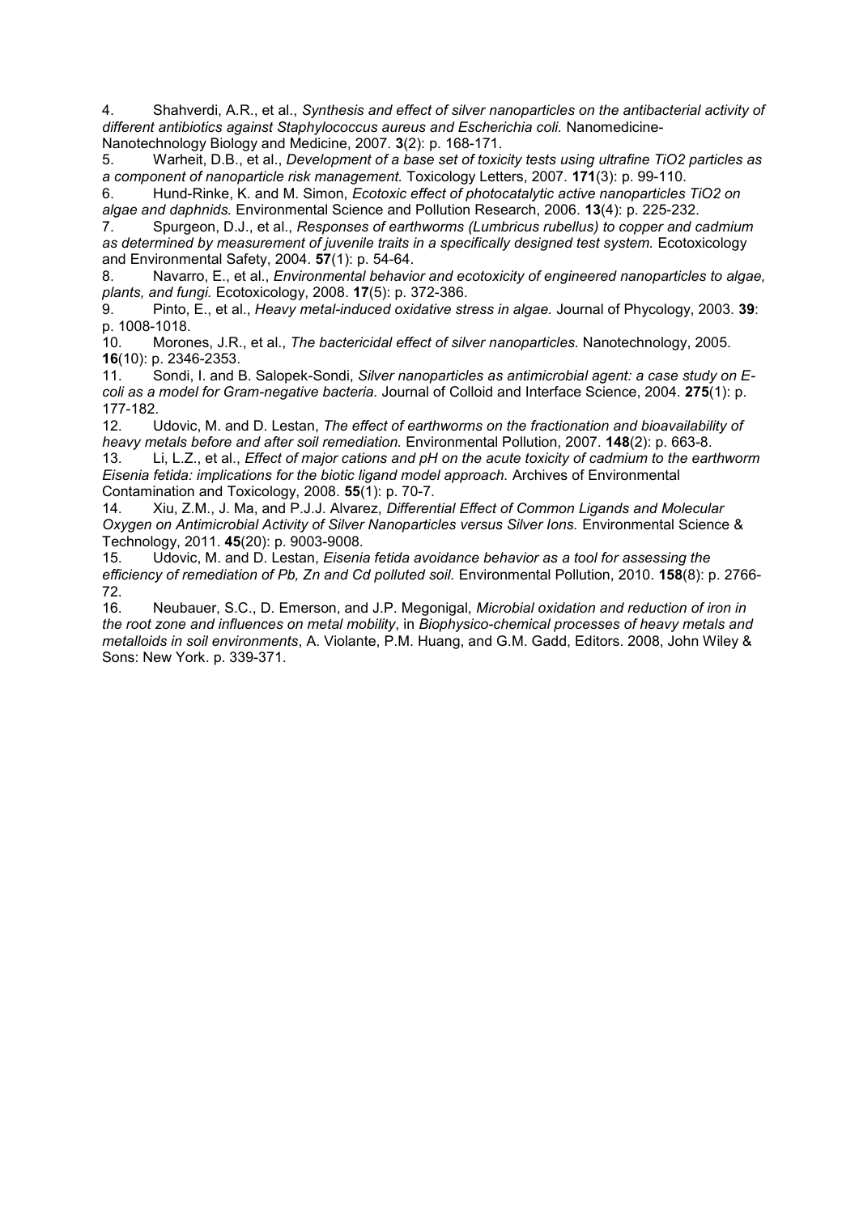4. Shahverdi, A.R., et al., *Synthesis and effect of silver nanoparticles on the antibacterial activity of different antibiotics against Staphylococcus aureus and Escherichia coli.* Nanomedicine-Nanotechnology Biology and Medicine, 2007. **3**(2): p. 168-171.

5. Warheit, D.B., et al., *Development of a base set of toxicity tests using ultrafine TiO2 particles as a component of nanoparticle risk management.* Toxicology Letters, 2007. **171**(3): p. 99-110.

6. Hund-Rinke, K. and M. Simon, *Ecotoxic effect of photocatalytic active nanoparticles TiO2 on algae and daphnids.* Environmental Science and Pollution Research, 2006. **13**(4): p. 225-232.

7. Spurgeon, D.J., et al., *Responses of earthworms (Lumbricus rubellus) to copper and cadmium as determined by measurement of juvenile traits in a specifically designed test system.* Ecotoxicology and Environmental Safety, 2004. **57**(1): p. 54-64.

8. Navarro, E., et al., *Environmental behavior and ecotoxicity of engineered nanoparticles to algae, plants, and fungi.* Ecotoxicology, 2008. **17**(5): p. 372-386.

9. Pinto, E., et al., *Heavy metal-induced oxidative stress in algae.* Journal of Phycology, 2003. **39**: p. 1008-1018.

10. Morones, J.R., et al., *The bactericidal effect of silver nanoparticles.* Nanotechnology, 2005. **16**(10): p. 2346-2353.

11. Sondi, I. and B. Salopek-Sondi, *Silver nanoparticles as antimicrobial agent: a case study on E-coli as a model for Gram-negative bacteria.* Journal of Colloid and Interface Science, 2004. **275**(1): p. 177-182.

12. Udovic, M. and D. Lestan, *The effect of earthworms on the fractionation and bioavailability of heavy metals before and after soil remediation.* Environmental Pollution, 2007. **148**(2): p. 663-8.

13. Li, L.Z., et al., *Effect of major cations and pH on the acute toxicity of cadmium to the earthworm Eisenia fetida: implications for the biotic ligand model approach.* Archives of Environmental Contamination and Toxicology, 2008. **55**(1): p. 70-7.

14. Xiu, Z.M., J. Ma, and P.J.J. Alvarez, *Differential Effect of Common Ligands and Molecular Oxygen on Antimicrobial Activity of Silver Nanoparticles versus Silver Ions.* Environmental Science & Technology, 2011. **45**(20): p. 9003-9008.

15. Udovic, M. and D. Lestan, *Eisenia fetida avoidance behavior as a tool for assessing the efficiency of remediation of Pb, Zn and Cd polluted soil.* Environmental Pollution, 2010. **158**(8): p. 2766-72.

16. Neubauer, S.C., D. Emerson, and J.P. Megonigal, *Microbial oxidation and reduction of iron in the root zone and influences on metal mobility*, in *Biophysico-chemical processes of heavy metals and metalloids in soil environments*, A. Violante, P.M. Huang, and G.M. Gadd, Editors. 2008, John Wiley & Sons: New York. p. 339-371.